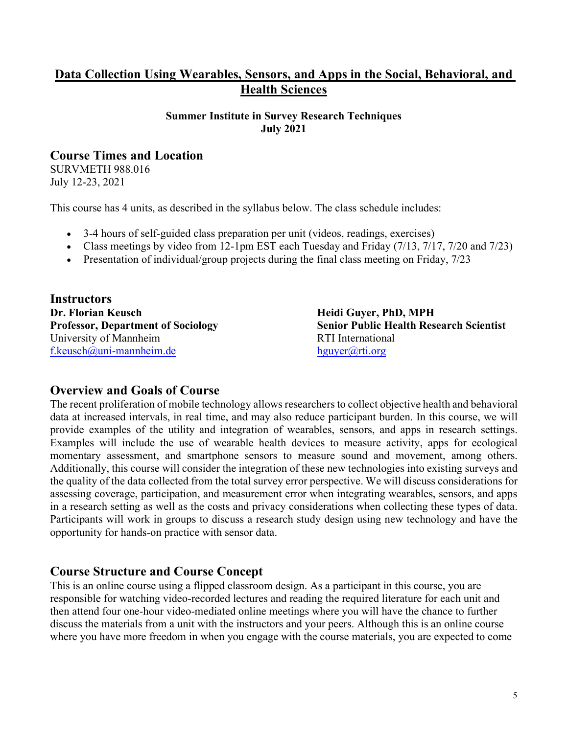# Data Collection Using Wearables, Sensors, and Apps in the Social, Behavioral, and Health Sciences

**Summer Institute in Survey Research Techniques**
**July 2021**

## Course Times and Location

SURVMETH 988.016
July 12-23, 2021

This course has 4 units, as described in the syllabus below. The class schedule includes:

- 3-4 hours of self-guided class preparation per unit (videos, readings, exercises)
- Class meetings by video from 12-1pm EST each Tuesday and Friday (7/13, 7/17, 7/20 and 7/23)
- Presentation of individual/group projects during the final class meeting on Friday, 7/23

## Instructors

**Dr. Florian Keusch**
**Professor, Department of Sociology**
University of Mannheim
f.keusch@uni-mannheim.de

**Heidi Guyer, PhD, MPH**
**Senior Public Health Research Scientist**
RTI International
hguyer@rti.org

## Overview and Goals of Course

The recent proliferation of mobile technology allows researchers to collect objective health and behavioral data at increased intervals, in real time, and may also reduce participant burden. In this course, we will provide examples of the utility and integration of wearables, sensors, and apps in research settings. Examples will include the use of wearable health devices to measure activity, apps for ecological momentary assessment, and smartphone sensors to measure sound and movement, among others. Additionally, this course will consider the integration of these new technologies into existing surveys and the quality of the data collected from the total survey error perspective. We will discuss considerations for assessing coverage, participation, and measurement error when integrating wearables, sensors, and apps in a research setting as well as the costs and privacy considerations when collecting these types of data. Participants will work in groups to discuss a research study design using new technology and have the opportunity for hands-on practice with sensor data.

## Course Structure and Course Concept

This is an online course using a flipped classroom design. As a participant in this course, you are responsible for watching video-recorded lectures and reading the required literature for each unit and then attend four one-hour video-mediated online meetings where you will have the chance to further discuss the materials from a unit with the instructors and your peers. Although this is an online course where you have more freedom in when you engage with the course materials, you are expected to come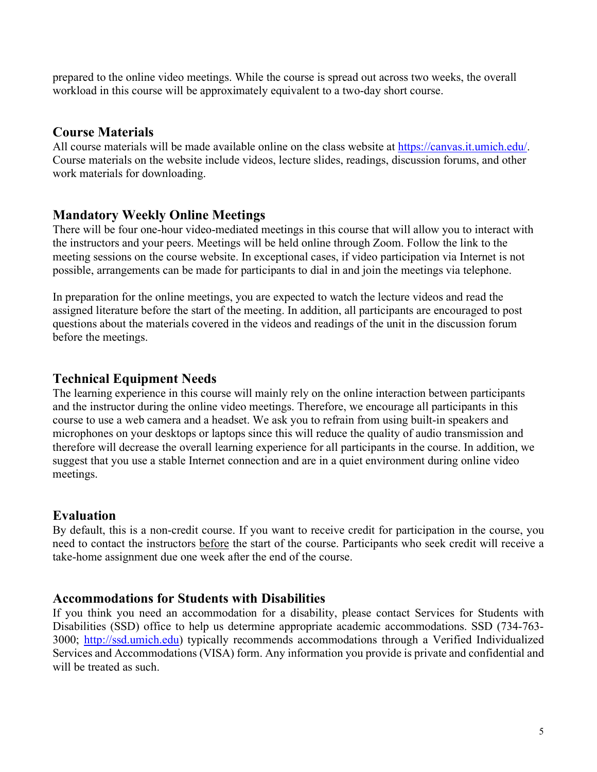prepared to the online video meetings. While the course is spread out across two weeks, the overall workload in this course will be approximately equivalent to a two-day short course.

## Course Materials

All course materials will be made available online on the class website at [https://canvas.it.umich.edu/](https://canvas.it.umich.edu/). Course materials on the website include videos, lecture slides, readings, discussion forums, and other work materials for downloading.

## Mandatory Weekly Online Meetings

There will be four one-hour video-mediated meetings in this course that will allow you to interact with the instructors and your peers. Meetings will be held online through Zoom. Follow the link to the meeting sessions on the course website. In exceptional cases, if video participation via Internet is not possible, arrangements can be made for participants to dial in and join the meetings via telephone.

In preparation for the online meetings, you are expected to watch the lecture videos and read the assigned literature before the start of the meeting. In addition, all participants are encouraged to post questions about the materials covered in the videos and readings of the unit in the discussion forum before the meetings.

## Technical Equipment Needs

The learning experience in this course will mainly rely on the online interaction between participants and the instructor during the online video meetings. Therefore, we encourage all participants in this course to use a web camera and a headset. We ask you to refrain from using built-in speakers and microphones on your desktops or laptops since this will reduce the quality of audio transmission and therefore will decrease the overall learning experience for all participants in the course. In addition, we suggest that you use a stable Internet connection and are in a quiet environment during online video meetings.

## Evaluation

By default, this is a non-credit course. If you want to receive credit for participation in the course, you need to contact the instructors <u>before</u> the start of the course. Participants who seek credit will receive a take-home assignment due one week after the end of the course.

## Accommodations for Students with Disabilities

If you think you need an accommodation for a disability, please contact Services for Students with Disabilities (SSD) office to help us determine appropriate academic accommodations. SSD (734-763-3000; [http://ssd.umich.edu](http://ssd.umich.edu)) typically recommends accommodations through a Verified Individualized Services and Accommodations (VISA) form. Any information you provide is private and confidential and will be treated as such.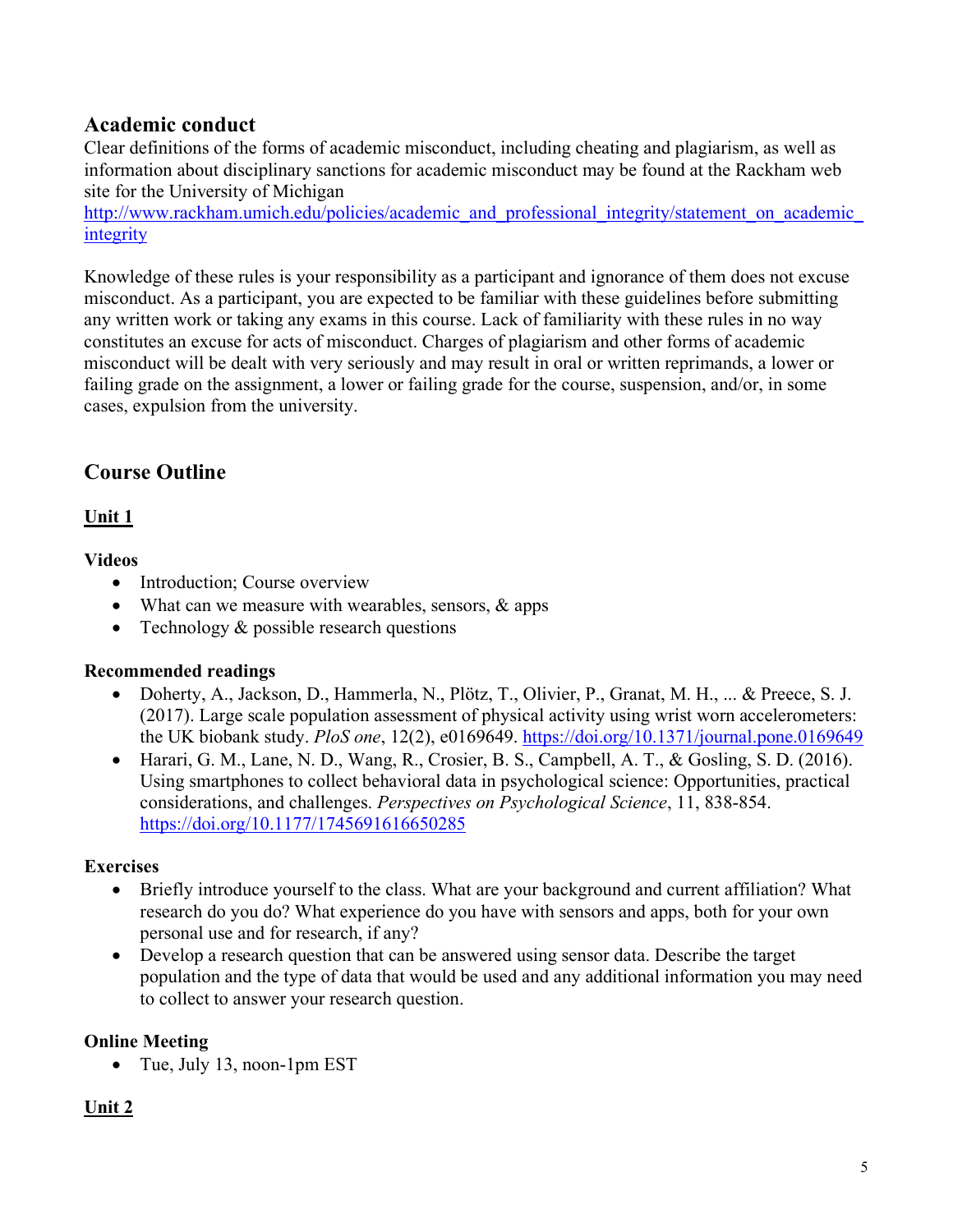## Academic conduct

Clear definitions of the forms of academic misconduct, including cheating and plagiarism, as well as information about disciplinary sanctions for academic misconduct may be found at the Rackham web site for the University of Michigan
http://www.rackham.umich.edu/policies/academic_and_professional_integrity/statement_on_academic_integrity

Knowledge of these rules is your responsibility as a participant and ignorance of them does not excuse misconduct. As a participant, you are expected to be familiar with these guidelines before submitting any written work or taking any exams in this course. Lack of familiarity with these rules in no way constitutes an excuse for acts of misconduct. Charges of plagiarism and other forms of academic misconduct will be dealt with very seriously and may result in oral or written reprimands, a lower or failing grade on the assignment, a lower or failing grade for the course, suspension, and/or, in some cases, expulsion from the university.

## Course Outline

### Unit 1

**Videos**

- Introduction; Course overview
- What can we measure with wearables, sensors, & apps
- Technology & possible research questions

**Recommended readings**

- Doherty, A., Jackson, D., Hammerla, N., Plötz, T., Olivier, P., Granat, M. H., ... & Preece, S. J. (2017). Large scale population assessment of physical activity using wrist worn accelerometers: the UK biobank study. *PloS one*, 12(2), e0169649. https://doi.org/10.1371/journal.pone.0169649
- Harari, G. M., Lane, N. D., Wang, R., Crosier, B. S., Campbell, A. T., & Gosling, S. D. (2016). Using smartphones to collect behavioral data in psychological science: Opportunities, practical considerations, and challenges. *Perspectives on Psychological Science*, 11, 838-854. https://doi.org/10.1177/1745691616650285

**Exercises**

- Briefly introduce yourself to the class. What are your background and current affiliation? What research do you do? What experience do you have with sensors and apps, both for your own personal use and for research, if any?
- Develop a research question that can be answered using sensor data. Describe the target population and the type of data that would be used and any additional information you may need to collect to answer your research question.

**Online Meeting**

- Tue, July 13, noon-1pm EST

### Unit 2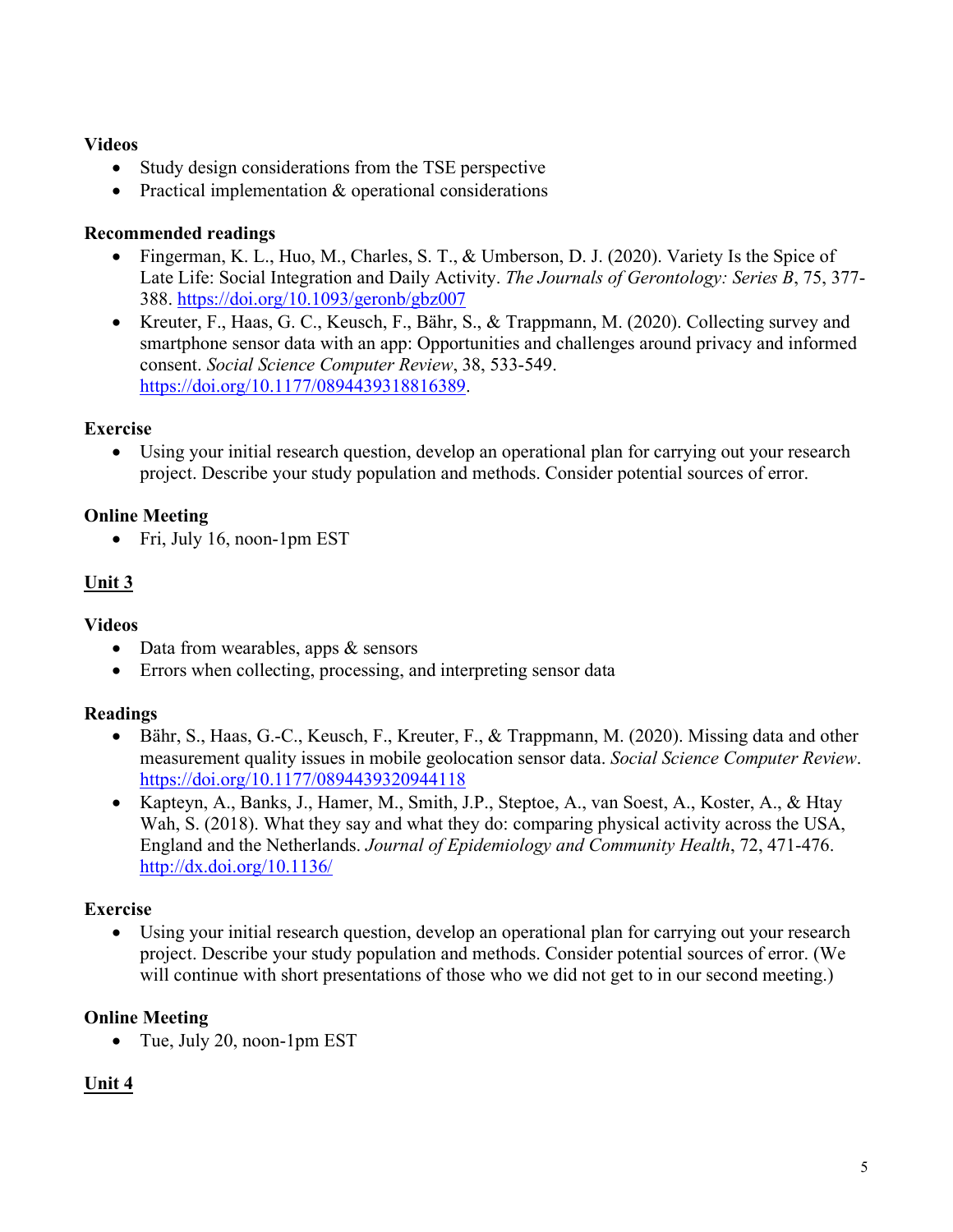**Videos**

- Study design considerations from the TSE perspective
- Practical implementation & operational considerations

**Recommended readings**

- Fingerman, K. L., Huo, M., Charles, S. T., & Umberson, D. J. (2020). Variety Is the Spice of Late Life: Social Integration and Daily Activity. *The Journals of Gerontology: Series B*, 75, 377-388. https://doi.org/10.1093/geronb/gbz007
- Kreuter, F., Haas, G. C., Keusch, F., Bähr, S., & Trappmann, M. (2020). Collecting survey and smartphone sensor data with an app: Opportunities and challenges around privacy and informed consent. *Social Science Computer Review*, 38, 533-549. https://doi.org/10.1177/0894439318816389.

**Exercise**

- Using your initial research question, develop an operational plan for carrying out your research project. Describe your study population and methods. Consider potential sources of error.

**Online Meeting**

- Fri, July 16, noon-1pm EST

## Unit 3

**Videos**

- Data from wearables, apps & sensors
- Errors when collecting, processing, and interpreting sensor data

**Readings**

- Bähr, S., Haas, G.-C., Keusch, F., Kreuter, F., & Trappmann, M. (2020). Missing data and other measurement quality issues in mobile geolocation sensor data. *Social Science Computer Review*. https://doi.org/10.1177/0894439320944118
- Kapteyn, A., Banks, J., Hamer, M., Smith, J.P., Steptoe, A., van Soest, A., Koster, A., & Htay Wah, S. (2018). What they say and what they do: comparing physical activity across the USA, England and the Netherlands. *Journal of Epidemiology and Community Health*, 72, 471-476. http://dx.doi.org/10.1136/

**Exercise**

- Using your initial research question, develop an operational plan for carrying out your research project. Describe your study population and methods. Consider potential sources of error. (We will continue with short presentations of those who we did not get to in our second meeting.)

**Online Meeting**

- Tue, July 20, noon-1pm EST

## Unit 4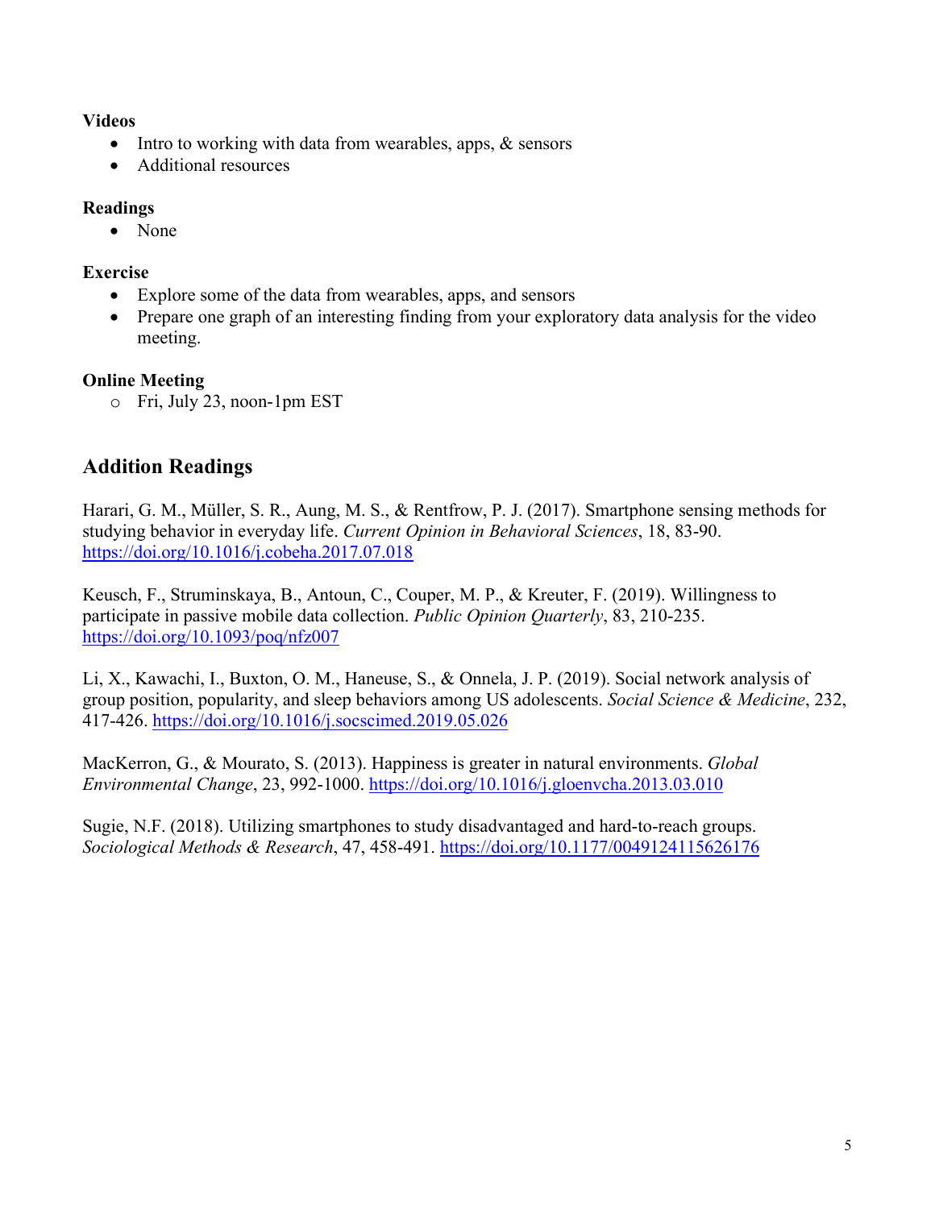**Videos**

- Intro to working with data from wearables, apps, & sensors
- Additional resources

**Readings**

- None

**Exercise**

- Explore some of the data from wearables, apps, and sensors
- Prepare one graph of an interesting finding from your exploratory data analysis for the video meeting.

**Online Meeting**

- Fri, July 23, noon-1pm EST

## Addition Readings

Harari, G. M., Müller, S. R., Aung, M. S., & Rentfrow, P. J. (2017). Smartphone sensing methods for studying behavior in everyday life. *Current Opinion in Behavioral Sciences*, 18, 83-90. https://doi.org/10.1016/j.cobeha.2017.07.018

Keusch, F., Struminskaya, B., Antoun, C., Couper, M. P., & Kreuter, F. (2019). Willingness to participate in passive mobile data collection. *Public Opinion Quarterly*, 83, 210-235. https://doi.org/10.1093/poq/nfz007

Li, X., Kawachi, I., Buxton, O. M., Haneuse, S., & Onnela, J. P. (2019). Social network analysis of group position, popularity, and sleep behaviors among US adolescents. *Social Science & Medicine*, 232, 417-426. https://doi.org/10.1016/j.socscimed.2019.05.026

MacKerron, G., & Mourato, S. (2013). Happiness is greater in natural environments. *Global Environmental Change*, 23, 992-1000. https://doi.org/10.1016/j.gloenvcha.2013.03.010

Sugie, N.F. (2018). Utilizing smartphones to study disadvantaged and hard-to-reach groups. *Sociological Methods & Research*, 47, 458-491. https://doi.org/10.1177/0049124115626176